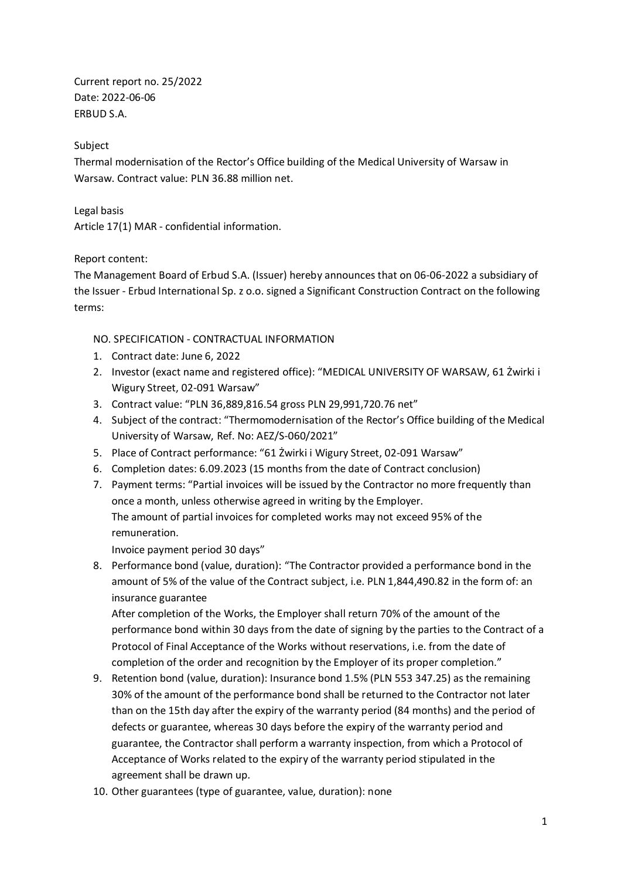Current report no. 25/2022
Date: 2022-06-06
ERBUD S.A.

Subject
Thermal modernisation of the Rector's Office building of the Medical University of Warsaw in Warsaw. Contract value: PLN 36.88 million net.

Legal basis
Article 17(1) MAR - confidential information.

Report content:
The Management Board of Erbud S.A. (Issuer) hereby announces that on 06-06-2022 a subsidiary of the Issuer - Erbud International Sp. z o.o. signed a Significant Construction Contract on the following terms:

NO. SPECIFICATION - CONTRACTUAL INFORMATION

1. Contract date: June 6, 2022
2. Investor (exact name and registered office): "MEDICAL UNIVERSITY OF WARSAW, 61 Żwirki i Wigury Street, 02-091 Warsaw"
3. Contract value: "PLN 36,889,816.54 gross PLN 29,991,720.76 net"
4. Subject of the contract: "Thermomodernisation of the Rector's Office building of the Medical University of Warsaw, Ref. No: AEZ/S-060/2021"
5. Place of Contract performance: "61 Żwirki i Wigury Street, 02-091 Warsaw"
6. Completion dates: 6.09.2023 (15 months from the date of Contract conclusion)
7. Payment terms: "Partial invoices will be issued by the Contractor no more frequently than once a month, unless otherwise agreed in writing by the Employer.
   The amount of partial invoices for completed works may not exceed 95% of the remuneration.
   Invoice payment period 30 days"
8. Performance bond (value, duration): "The Contractor provided a performance bond in the amount of 5% of the value of the Contract subject, i.e. PLN 1,844,490.82 in the form of: an insurance guarantee
   After completion of the Works, the Employer shall return 70% of the amount of the performance bond within 30 days from the date of signing by the parties to the Contract of a Protocol of Final Acceptance of the Works without reservations, i.e. from the date of completion of the order and recognition by the Employer of its proper completion."
9. Retention bond (value, duration): Insurance bond 1.5% (PLN 553 347.25) as the remaining 30% of the amount of the performance bond shall be returned to the Contractor not later than on the 15th day after the expiry of the warranty period (84 months) and the period of defects or guarantee, whereas 30 days before the expiry of the warranty period and guarantee, the Contractor shall perform a warranty inspection, from which a Protocol of Acceptance of Works related to the expiry of the warranty period stipulated in the agreement shall be drawn up.
10. Other guarantees (type of guarantee, value, duration): none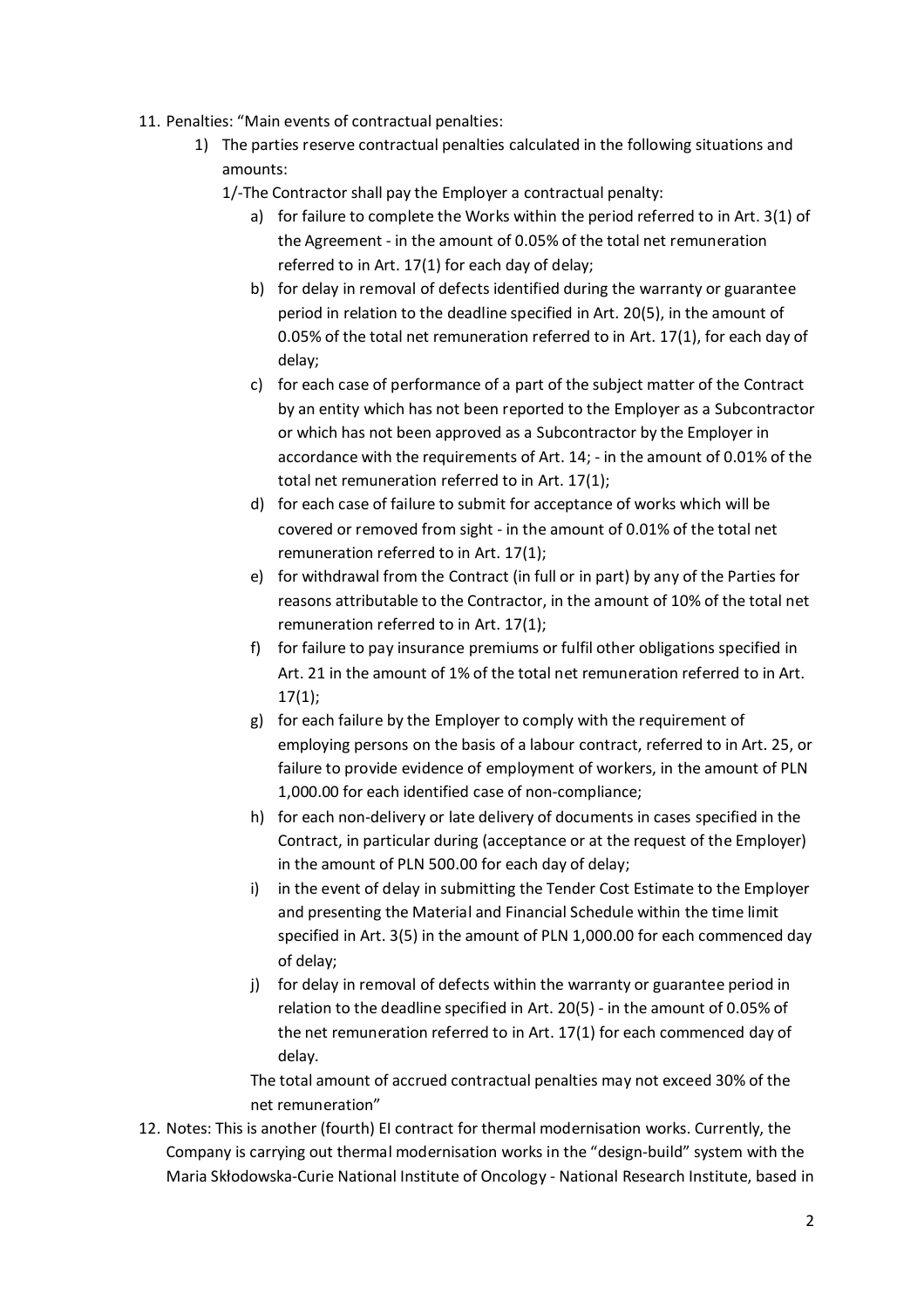11. Penalties: "Main events of contractual penalties:
    1) The parties reserve contractual penalties calculated in the following situations and amounts:

       1/-The Contractor shall pay the Employer a contractual penalty:

       a) for failure to complete the Works within the period referred to in Art. 3(1) of the Agreement - in the amount of 0.05% of the total net remuneration referred to in Art. 17(1) for each day of delay;
       b) for delay in removal of defects identified during the warranty or guarantee period in relation to the deadline specified in Art. 20(5), in the amount of 0.05% of the total net remuneration referred to in Art. 17(1), for each day of delay;
       c) for each case of performance of a part of the subject matter of the Contract by an entity which has not been reported to the Employer as a Subcontractor or which has not been approved as a Subcontractor by the Employer in accordance with the requirements of Art. 14; - in the amount of 0.01% of the total net remuneration referred to in Art. 17(1);
       d) for each case of failure to submit for acceptance of works which will be covered or removed from sight - in the amount of 0.01% of the total net remuneration referred to in Art. 17(1);
       e) for withdrawal from the Contract (in full or in part) by any of the Parties for reasons attributable to the Contractor, in the amount of 10% of the total net remuneration referred to in Art. 17(1);
       f) for failure to pay insurance premiums or fulfil other obligations specified in Art. 21 in the amount of 1% of the total net remuneration referred to in Art. 17(1);
       g) for each failure by the Employer to comply with the requirement of employing persons on the basis of a labour contract, referred to in Art. 25, or failure to provide evidence of employment of workers, in the amount of PLN 1,000.00 for each identified case of non-compliance;
       h) for each non-delivery or late delivery of documents in cases specified in the Contract, in particular during (acceptance or at the request of the Employer) in the amount of PLN 500.00 for each day of delay;
       i) in the event of delay in submitting the Tender Cost Estimate to the Employer and presenting the Material and Financial Schedule within the time limit specified in Art. 3(5) in the amount of PLN 1,000.00 for each commenced day of delay;
       j) for delay in removal of defects within the warranty or guarantee period in relation to the deadline specified in Art. 20(5) - in the amount of 0.05% of the net remuneration referred to in Art. 17(1) for each commenced day of delay.

       The total amount of accrued contractual penalties may not exceed 30% of the net remuneration"
12. Notes: This is another (fourth) EI contract for thermal modernisation works. Currently, the Company is carrying out thermal modernisation works in the "design-build" system with the Maria Skłodowska-Curie National Institute of Oncology - National Research Institute, based in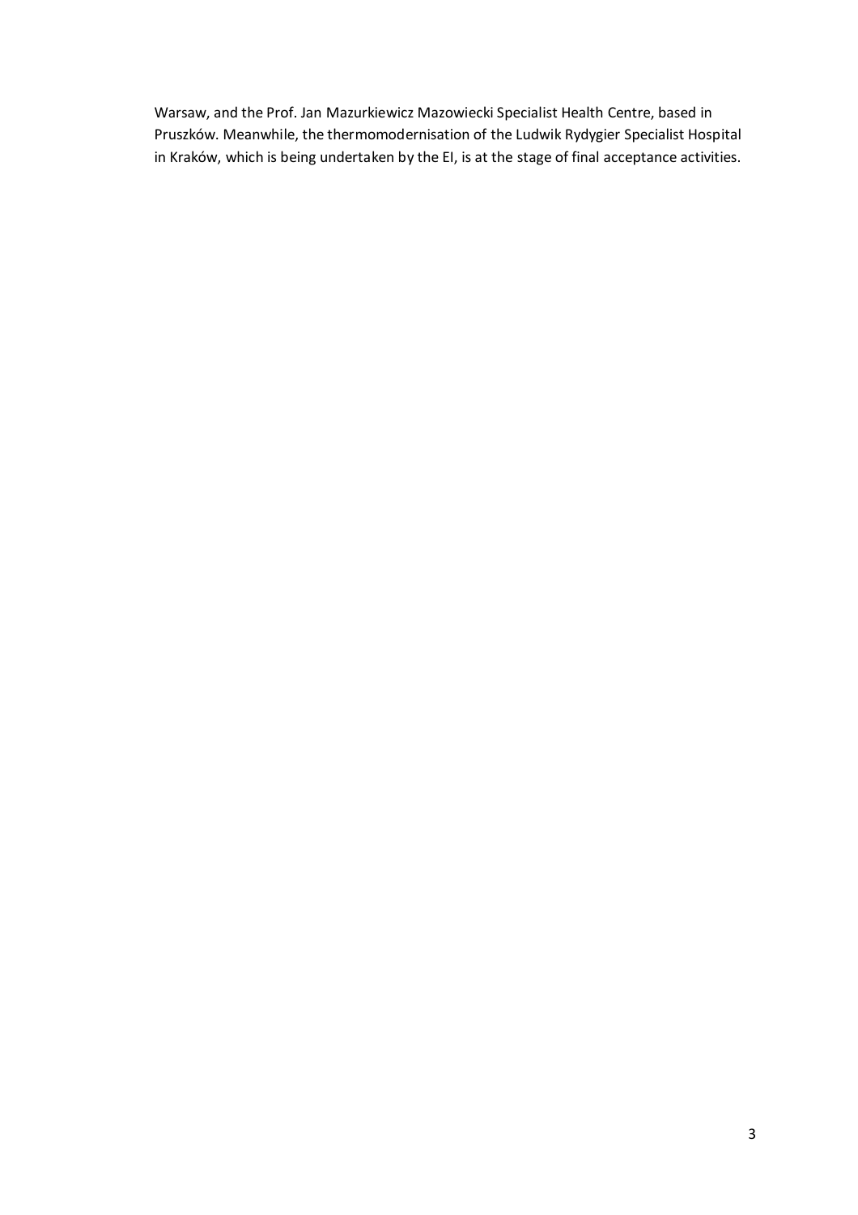Warsaw, and the Prof. Jan Mazurkiewicz Mazowiecki Specialist Health Centre, based in Pruszków. Meanwhile, the thermomodernisation of the Ludwik Rydygier Specialist Hospital in Kraków, which is being undertaken by the EI, is at the stage of final acceptance activities.